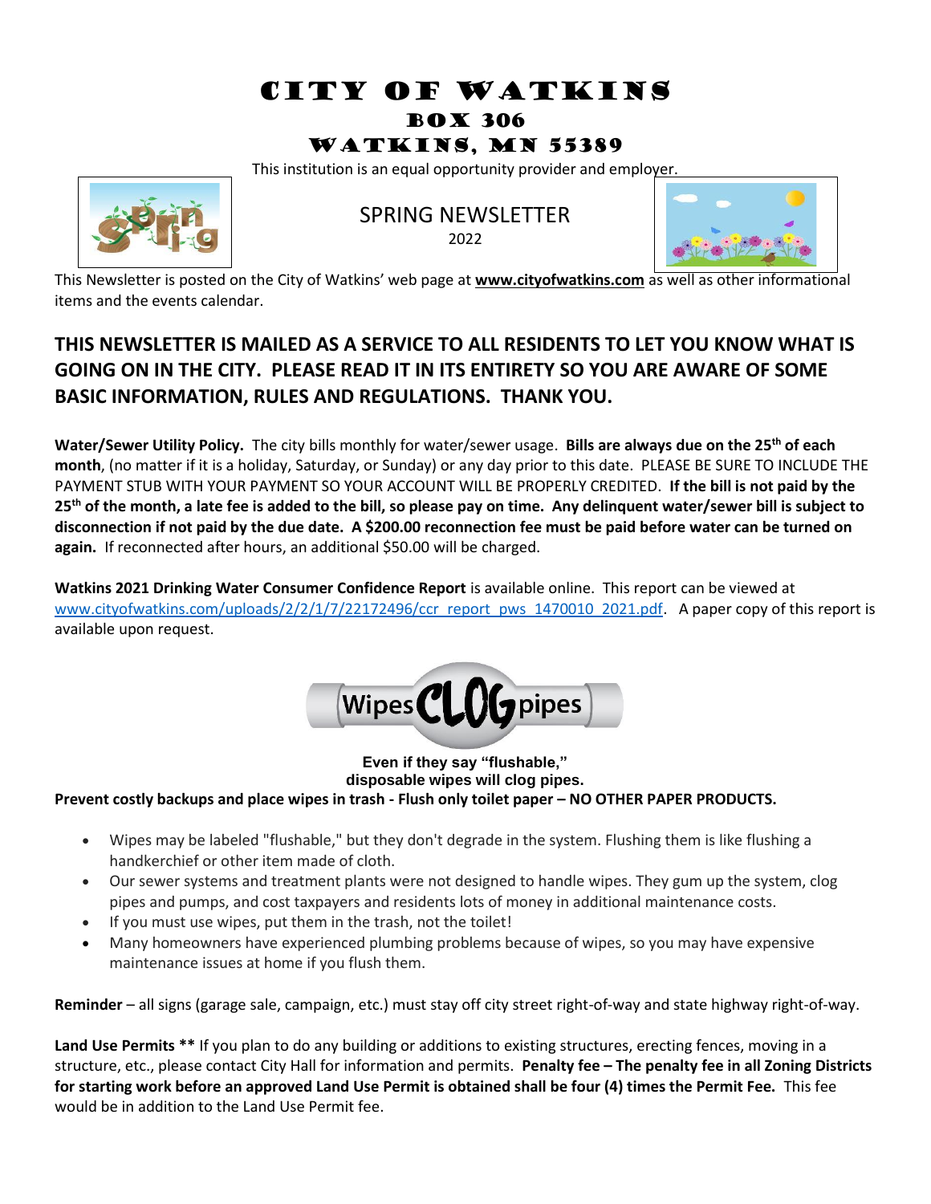# CITY OF WATKINS
## BOX 306
## WATKINS, MN 55389

This institution is an equal opportunity provider and employer.

SPRING NEWSLETTER
2022

This Newsletter is posted on the City of Watkins' web page at **www.cityofwatkins.com** as well as other informational items and the events calendar.

### THIS NEWSLETTER IS MAILED AS A SERVICE TO ALL RESIDENTS TO LET YOU KNOW WHAT IS GOING ON IN THE CITY. PLEASE READ IT IN ITS ENTIRETY SO YOU ARE AWARE OF SOME BASIC INFORMATION, RULES AND REGULATIONS. THANK YOU.

**Water/Sewer Utility Policy.** The city bills monthly for water/sewer usage. **Bills are always due on the 25th of each month**, (no matter if it is a holiday, Saturday, or Sunday) or any day prior to this date. PLEASE BE SURE TO INCLUDE THE PAYMENT STUB WITH YOUR PAYMENT SO YOUR ACCOUNT WILL BE PROPERLY CREDITED. **If the bill is not paid by the 25th of the month, a late fee is added to the bill, so please pay on time. Any delinquent water/sewer bill is subject to disconnection if not paid by the due date. A $200.00 reconnection fee must be paid before water can be turned on again.** If reconnected after hours, an additional $50.00 will be charged.

**Watkins 2021 Drinking Water Consumer Confidence Report** is available online. This report can be viewed at www.cityofwatkins.com/uploads/2/2/1/7/22172496/ccr_report_pws_1470010_2021.pdf. A paper copy of this report is available upon request.

**Wipes CLOG pipes**

**Even if they say "flushable," disposable wipes will clog pipes.**

**Prevent costly backups and place wipes in trash - Flush only toilet paper – NO OTHER PAPER PRODUCTS.**

- Wipes may be labeled "flushable," but they don't degrade in the system. Flushing them is like flushing a handkerchief or other item made of cloth.
- Our sewer systems and treatment plants were not designed to handle wipes. They gum up the system, clog pipes and pumps, and cost taxpayers and residents lots of money in additional maintenance costs.
- If you must use wipes, put them in the trash, not the toilet!
- Many homeowners have experienced plumbing problems because of wipes, so you may have expensive maintenance issues at home if you flush them.

**Reminder** – all signs (garage sale, campaign, etc.) must stay off city street right-of-way and state highway right-of-way.

**Land Use Permits \*\*** If you plan to do any building or additions to existing structures, erecting fences, moving in a structure, etc., please contact City Hall for information and permits. **Penalty fee – The penalty fee in all Zoning Districts for starting work before an approved Land Use Permit is obtained shall be four (4) times the Permit Fee.** This fee would be in addition to the Land Use Permit fee.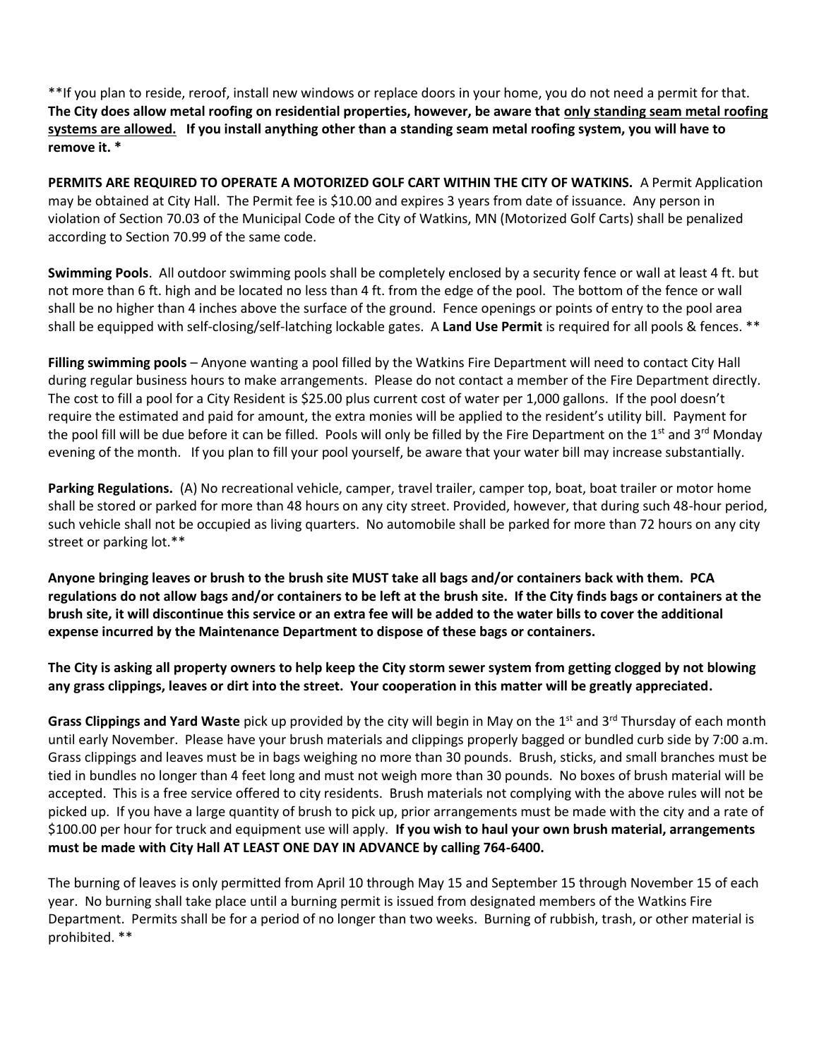**If you plan to reside, reroof, install new windows or replace doors in your home, you do not need a permit for that. **The City does allow metal roofing on residential properties, however, be aware that <u>only standing seam metal roofing systems are allowed.</u> If you install anything other than a standing seam metal roofing system, you will have to remove it. ***

**PERMITS ARE REQUIRED TO OPERATE A MOTORIZED GOLF CART WITHIN THE CITY OF WATKINS.** A Permit Application may be obtained at City Hall. The Permit fee is $10.00 and expires 3 years from date of issuance. Any person in violation of Section 70.03 of the Municipal Code of the City of Watkins, MN (Motorized Golf Carts) shall be penalized according to Section 70.99 of the same code.

**Swimming Pools**. All outdoor swimming pools shall be completely enclosed by a security fence or wall at least 4 ft. but not more than 6 ft. high and be located no less than 4 ft. from the edge of the pool. The bottom of the fence or wall shall be no higher than 4 inches above the surface of the ground. Fence openings or points of entry to the pool area shall be equipped with self-closing/self-latching lockable gates. A **Land Use Permit** is required for all pools & fences. **

**Filling swimming pools** – Anyone wanting a pool filled by the Watkins Fire Department will need to contact City Hall during regular business hours to make arrangements. Please do not contact a member of the Fire Department directly. The cost to fill a pool for a City Resident is $25.00 plus current cost of water per 1,000 gallons. If the pool doesn't require the estimated and paid for amount, the extra monies will be applied to the resident's utility bill. Payment for the pool fill will be due before it can be filled. Pools will only be filled by the Fire Department on the 1st and 3rd Monday evening of the month. If you plan to fill your pool yourself, be aware that your water bill may increase substantially.

**Parking Regulations.** (A) No recreational vehicle, camper, travel trailer, camper top, boat, boat trailer or motor home shall be stored or parked for more than 48 hours on any city street. Provided, however, that during such 48-hour period, such vehicle shall not be occupied as living quarters. No automobile shall be parked for more than 72 hours on any city street or parking lot.**

**Anyone bringing leaves or brush to the brush site MUST take all bags and/or containers back with them. PCA regulations do not allow bags and/or containers to be left at the brush site. If the City finds bags or containers at the brush site, it will discontinue this service or an extra fee will be added to the water bills to cover the additional expense incurred by the Maintenance Department to dispose of these bags or containers.**

**The City is asking all property owners to help keep the City storm sewer system from getting clogged by not blowing any grass clippings, leaves or dirt into the street. Your cooperation in this matter will be greatly appreciated.**

**Grass Clippings and Yard Waste** pick up provided by the city will begin in May on the 1st and 3rd Thursday of each month until early November. Please have your brush materials and clippings properly bagged or bundled curb side by 7:00 a.m. Grass clippings and leaves must be in bags weighing no more than 30 pounds. Brush, sticks, and small branches must be tied in bundles no longer than 4 feet long and must not weigh more than 30 pounds. No boxes of brush material will be accepted. This is a free service offered to city residents. Brush materials not complying with the above rules will not be picked up. If you have a large quantity of brush to pick up, prior arrangements must be made with the city and a rate of $100.00 per hour for truck and equipment use will apply. **If you wish to haul your own brush material, arrangements must be made with City Hall AT LEAST ONE DAY IN ADVANCE by calling 764-6400.**

The burning of leaves is only permitted from April 10 through May 15 and September 15 through November 15 of each year. No burning shall take place until a burning permit is issued from designated members of the Watkins Fire Department. Permits shall be for a period of no longer than two weeks. Burning of rubbish, trash, or other material is prohibited. **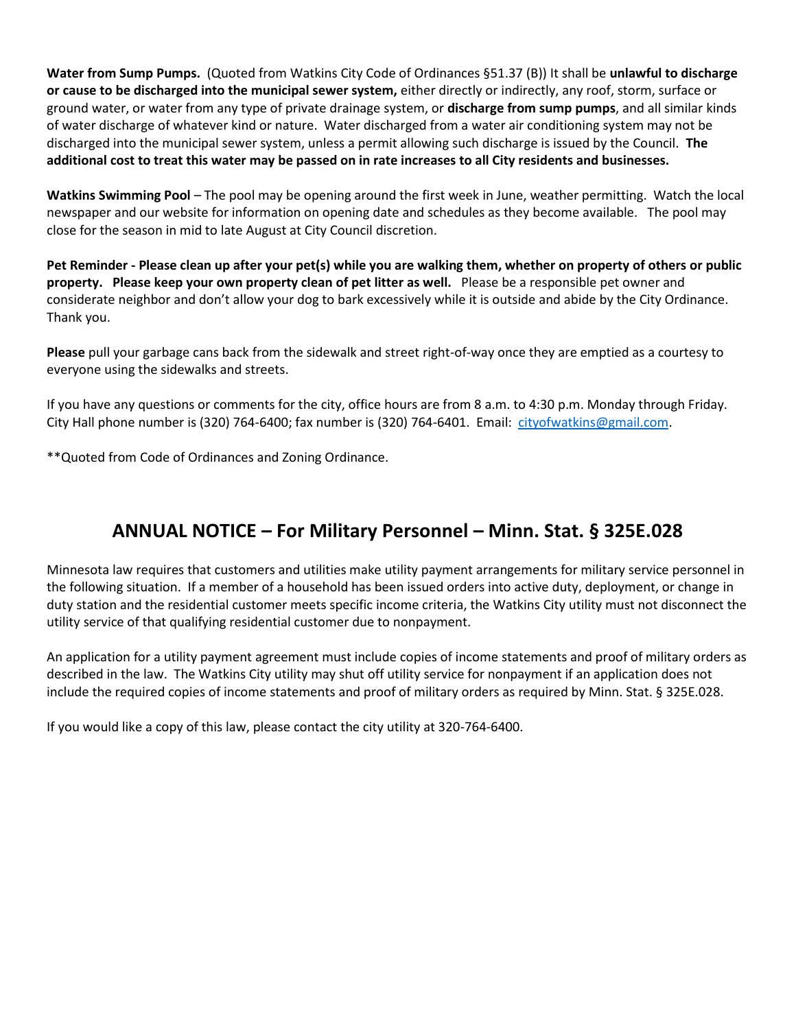**Water from Sump Pumps.** (Quoted from Watkins City Code of Ordinances §51.37 (B)) It shall be **unlawful to discharge or cause to be discharged into the municipal sewer system,** either directly or indirectly, any roof, storm, surface or ground water, or water from any type of private drainage system, or **discharge from sump pumps**, and all similar kinds of water discharge of whatever kind or nature. Water discharged from a water air conditioning system may not be discharged into the municipal sewer system, unless a permit allowing such discharge is issued by the Council. **The additional cost to treat this water may be passed on in rate increases to all City residents and businesses.**

**Watkins Swimming Pool** – The pool may be opening around the first week in June, weather permitting. Watch the local newspaper and our website for information on opening date and schedules as they become available. The pool may close for the season in mid to late August at City Council discretion.

**Pet Reminder - Please clean up after your pet(s) while you are walking them, whether on property of others or public property. Please keep your own property clean of pet litter as well.** Please be a responsible pet owner and considerate neighbor and don't allow your dog to bark excessively while it is outside and abide by the City Ordinance. Thank you.

**Please** pull your garbage cans back from the sidewalk and street right-of-way once they are emptied as a courtesy to everyone using the sidewalks and streets.

If you have any questions or comments for the city, office hours are from 8 a.m. to 4:30 p.m. Monday through Friday. City Hall phone number is (320) 764-6400; fax number is (320) 764-6401. Email: cityofwatkins@gmail.com.

**Quoted from Code of Ordinances and Zoning Ordinance.

## ANNUAL NOTICE – For Military Personnel – Minn. Stat. § 325E.028

Minnesota law requires that customers and utilities make utility payment arrangements for military service personnel in the following situation. If a member of a household has been issued orders into active duty, deployment, or change in duty station and the residential customer meets specific income criteria, the Watkins City utility must not disconnect the utility service of that qualifying residential customer due to nonpayment.

An application for a utility payment agreement must include copies of income statements and proof of military orders as described in the law. The Watkins City utility may shut off utility service for nonpayment if an application does not include the required copies of income statements and proof of military orders as required by Minn. Stat. § 325E.028.

If you would like a copy of this law, please contact the city utility at 320-764-6400.